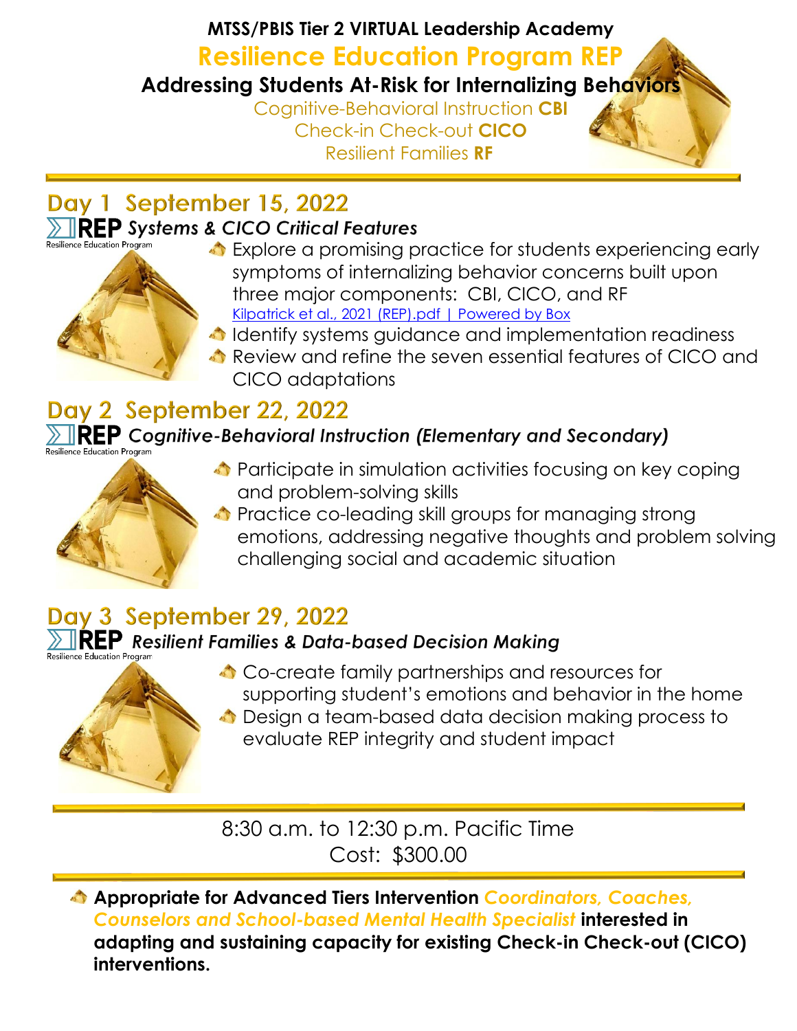**MTSS/PBIS Tier 2 VIRTUAL Leadership Academy**

# Resilience Education Program REP

## Addressing Students At-Risk for Internalizing Behaviors

Cognitive-Behavioral Instruction **CBI**
Check-in Check-out **CICO**
Resilient Families **RF**

---

## Day 1 September 15, 2022

### REP *Systems & CICO Critical Features*

- Explore a promising practice for students experiencing early symptoms of internalizing behavior concerns built upon three major components: CBI, CICO, and RF
  [Kilpatrick et al., 2021 (REP).pdf | Powered by Box]
- Identify systems guidance and implementation readiness
- Review and refine the seven essential features of CICO and CICO adaptations

## Day 2 September 22, 2022

### REP *Cognitive-Behavioral Instruction (Elementary and Secondary)*

- Participate in simulation activities focusing on key coping and problem-solving skills
- Practice co-leading skill groups for managing strong emotions, addressing negative thoughts and problem solving challenging social and academic situation

## Day 3 September 29, 2022

### REP *Resilient Families & Data-based Decision Making*

- Co-create family partnerships and resources for supporting student's emotions and behavior in the home
- Design a team-based data decision making process to evaluate REP integrity and student impact

---

8:30 a.m. to 12:30 p.m. Pacific Time
Cost: $300.00

---

- **Appropriate for Advanced Tiers Intervention** ***Coordinators, Coaches, Counselors and School-based Mental Health Specialist*** **interested in adapting and sustaining capacity for existing Check-in Check-out (CICO) interventions.**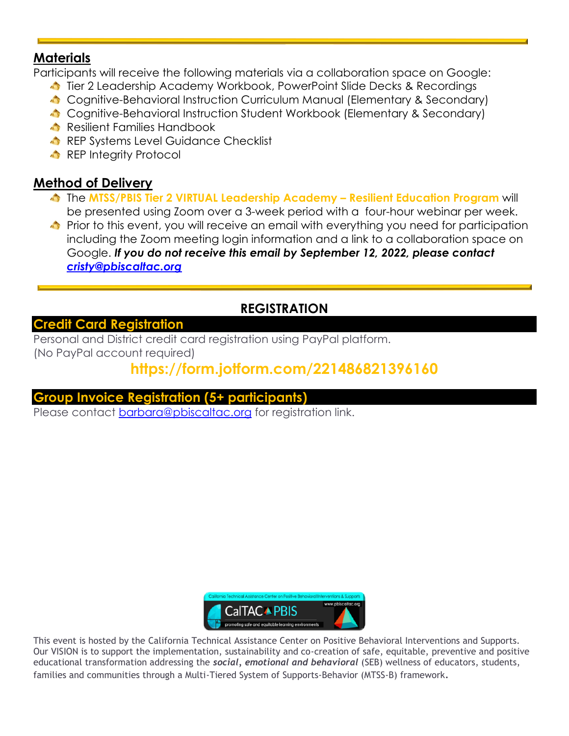## Materials

Participants will receive the following materials via a collaboration space on Google:

- Tier 2 Leadership Academy Workbook, PowerPoint Slide Decks & Recordings
- Cognitive-Behavioral Instruction Curriculum Manual (Elementary & Secondary)
- Cognitive-Behavioral Instruction Student Workbook (Elementary & Secondary)
- Resilient Families Handbook
- REP Systems Level Guidance Checklist
- REP Integrity Protocol

## Method of Delivery

- The **MTSS/PBIS Tier 2 VIRTUAL Leadership Academy – Resilient Education Program** will be presented using Zoom over a 3-week period with a four-hour webinar per week.
- Prior to this event, you will receive an email with everything you need for participation including the Zoom meeting login information and a link to a collaboration space on Google. ***If you do not receive this email by September 12, 2022, please contact cristy@pbiscaltac.org***

## REGISTRATION

### Credit Card Registration

Personal and District credit card registration using PayPal platform.
(No PayPal account required)

**https://form.jotform.com/221486821396160**

### Group Invoice Registration (5+ participants)

Please contact barbara@pbiscaltac.org for registration link.

This event is hosted by the California Technical Assistance Center on Positive Behavioral Interventions and Supports. Our VISION is to support the implementation, sustainability and co-creation of safe, equitable, preventive and positive educational transformation addressing the ***social, emotional and behavioral*** (SEB) wellness of educators, students, families and communities through a Multi-Tiered System of Supports-Behavior (MTSS-B) framework.